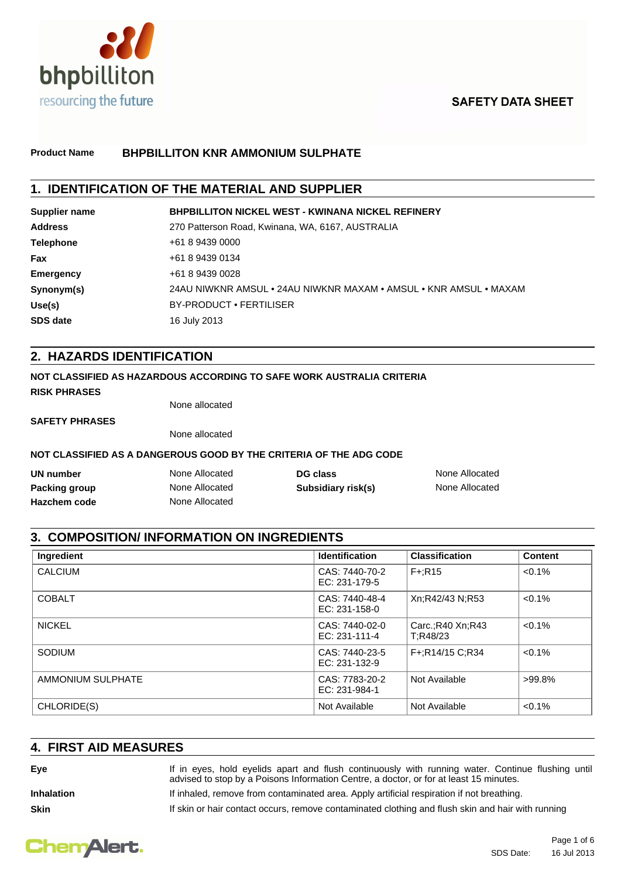bhpbilliton
resourcing the future

**SAFETY DATA SHEET**

**Product Name** **BHPBILLITON KNR AMMONIUM SULPHATE**

## 1. IDENTIFICATION OF THE MATERIAL AND SUPPLIER

| | |
|---|---|
| **Supplier name** | **BHPBILLITON NICKEL WEST - KWINANA NICKEL REFINERY** |
| **Address** | 270 Patterson Road, Kwinana, WA, 6167, AUSTRALIA |
| **Telephone** | +61 8 9439 0000 |
| **Fax** | +61 8 9439 0134 |
| **Emergency** | +61 8 9439 0028 |
| **Synonym(s)** | 24AU NIWKNR AMSUL • 24AU NIWKNR MAXAM • AMSUL • KNR AMSUL • MAXAM |
| **Use(s)** | BY-PRODUCT • FERTILISER |
| **SDS date** | 16 July 2013 |

## 2. HAZARDS IDENTIFICATION

**NOT CLASSIFIED AS HAZARDOUS ACCORDING TO SAFE WORK AUSTRALIA CRITERIA**

**RISK PHRASES**

None allocated

**SAFETY PHRASES**

None allocated

**NOT CLASSIFIED AS A DANGEROUS GOOD BY THE CRITERIA OF THE ADG CODE**

| | | | |
|---|---|---|---|
| **UN number** | None Allocated | **DG class** | None Allocated |
| **Packing group** | None Allocated | **Subsidiary risk(s)** | None Allocated |
| **Hazchem code** | None Allocated | | |

## 3. COMPOSITION/ INFORMATION ON INGREDIENTS

| Ingredient | Identification | Classification | Content |
|---|---|---|---|
| CALCIUM | CAS: 7440-70-2 EC: 231-179-5 | F+;R15 | <0.1% |
| COBALT | CAS: 7440-48-4 EC: 231-158-0 | Xn;R42/43 N;R53 | <0.1% |
| NICKEL | CAS: 7440-02-0 EC: 231-111-4 | Carc.;R40 Xn;R43 T;R48/23 | <0.1% |
| SODIUM | CAS: 7440-23-5 EC: 231-132-9 | F+;R14/15 C;R34 | <0.1% |
| AMMONIUM SULPHATE | CAS: 7783-20-2 EC: 231-984-1 | Not Available | >99.8% |
| CHLORIDE(S) | Not Available | Not Available | <0.1% |

## 4. FIRST AID MEASURES

**Eye** If in eyes, hold eyelids apart and flush continuously with running water. Continue flushing until advised to stop by a Poisons Information Centre, a doctor, or for at least 15 minutes.

**Inhalation** If inhaled, remove from contaminated area. Apply artificial respiration if not breathing.

**Skin** If skin or hair contact occurs, remove contaminated clothing and flush skin and hair with running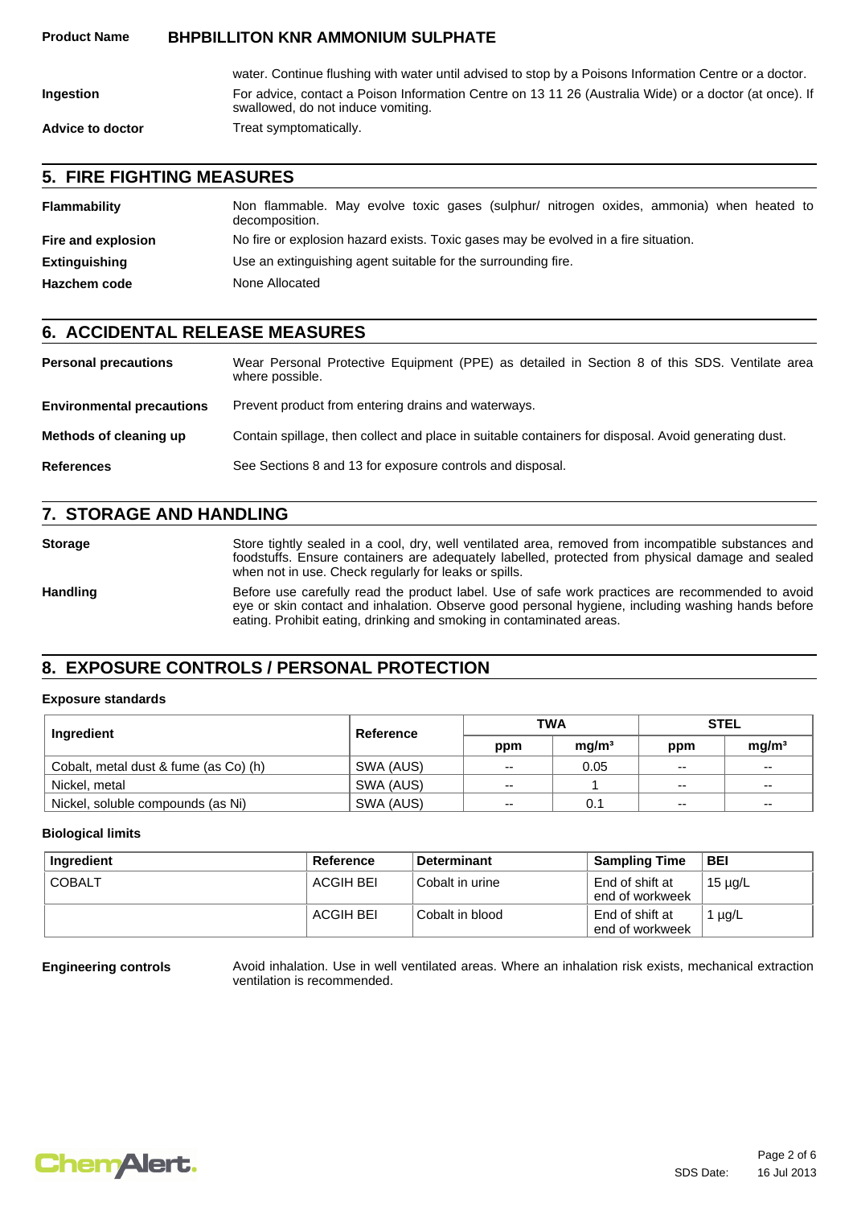water. Continue flushing with water until advised to stop by a Poisons Information Centre or a doctor.

**Ingestion** For advice, contact a Poison Information Centre on 13 11 26 (Australia Wide) or a doctor (at once). If swallowed, do not induce vomiting.

**Advice to doctor** Treat symptomatically.

## 5. FIRE FIGHTING MEASURES

**Flammability** Non flammable. May evolve toxic gases (sulphur/ nitrogen oxides, ammonia) when heated to decomposition.

**Fire and explosion** No fire or explosion hazard exists. Toxic gases may be evolved in a fire situation.

**Extinguishing** Use an extinguishing agent suitable for the surrounding fire.

**Hazchem code** None Allocated

## 6. ACCIDENTAL RELEASE MEASURES

**Personal precautions** Wear Personal Protective Equipment (PPE) as detailed in Section 8 of this SDS. Ventilate area where possible.

**Environmental precautions** Prevent product from entering drains and waterways.

**Methods of cleaning up** Contain spillage, then collect and place in suitable containers for disposal. Avoid generating dust.

**References** See Sections 8 and 13 for exposure controls and disposal.

## 7. STORAGE AND HANDLING

**Storage** Store tightly sealed in a cool, dry, well ventilated area, removed from incompatible substances and foodstuffs. Ensure containers are adequately labelled, protected from physical damage and sealed when not in use. Check regularly for leaks or spills.

**Handling** Before use carefully read the product label. Use of safe work practices are recommended to avoid eye or skin contact and inhalation. Observe good personal hygiene, including washing hands before eating. Prohibit eating, drinking and smoking in contaminated areas.

## 8. EXPOSURE CONTROLS / PERSONAL PROTECTION

### Exposure standards

| Ingredient | Reference | TWA | | STEL | |
|---|---|---|---|---|---|
| | | ppm | mg/m³ | ppm | mg/m³ |
| Cobalt, metal dust & fume (as Co) (h) | SWA (AUS) | -- | 0.05 | -- | -- |
| Nickel, metal | SWA (AUS) | -- | 1 | -- | -- |
| Nickel, soluble compounds (as Ni) | SWA (AUS) | -- | 0.1 | -- | -- |

### Biological limits

| Ingredient | Reference | Determinant | Sampling Time | BEI |
|---|---|---|---|---|
| COBALT | ACGIH BEI | Cobalt in urine | End of shift at end of workweek | 15 µg/L |
| | ACGIH BEI | Cobalt in blood | End of shift at end of workweek | 1 µg/L |

**Engineering controls** Avoid inhalation. Use in well ventilated areas. Where an inhalation risk exists, mechanical extraction ventilation is recommended.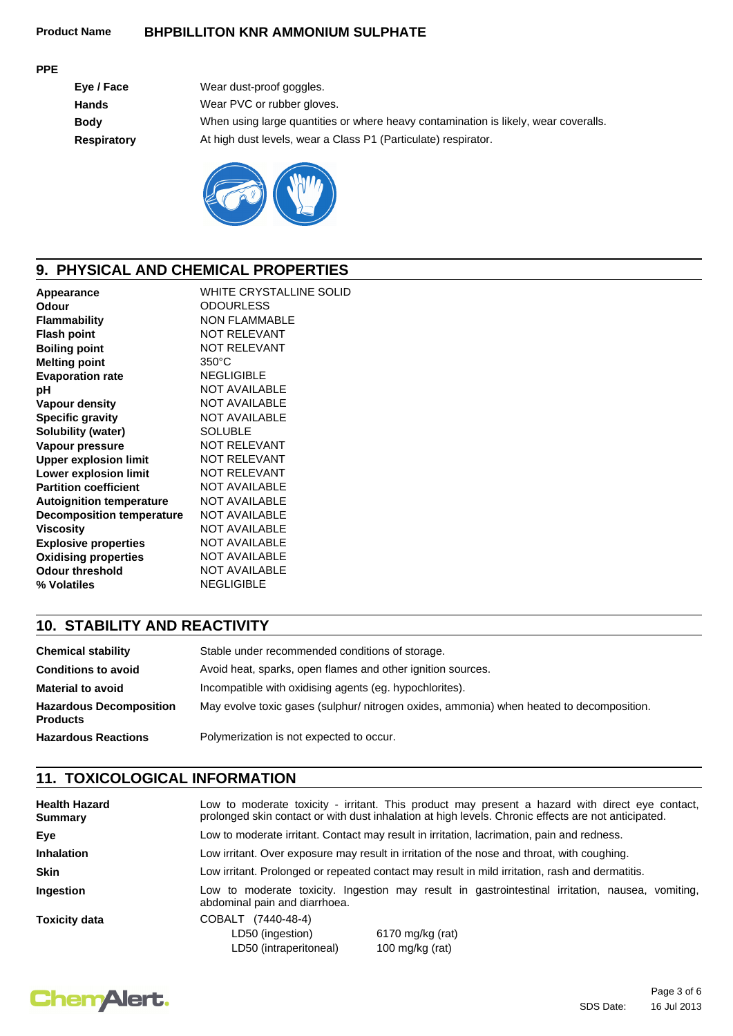**PPE**

| | |
|---|---|
| **Eye / Face** | Wear dust-proof goggles. |
| **Hands** | Wear PVC or rubber gloves. |
| **Body** | When using large quantities or where heavy contamination is likely, wear coveralls. |
| **Respiratory** | At high dust levels, wear a Class P1 (Particulate) respirator. |

## 9. PHYSICAL AND CHEMICAL PROPERTIES

| | |
|---|---|
| **Appearance** | WHITE CRYSTALLINE SOLID |
| **Odour** | ODOURLESS |
| **Flammability** | NON FLAMMABLE |
| **Flash point** | NOT RELEVANT |
| **Boiling point** | NOT RELEVANT |
| **Melting point** | 350°C |
| **Evaporation rate** | NEGLIGIBLE |
| **pH** | NOT AVAILABLE |
| **Vapour density** | NOT AVAILABLE |
| **Specific gravity** | NOT AVAILABLE |
| **Solubility (water)** | SOLUBLE |
| **Vapour pressure** | NOT RELEVANT |
| **Upper explosion limit** | NOT RELEVANT |
| **Lower explosion limit** | NOT RELEVANT |
| **Partition coefficient** | NOT AVAILABLE |
| **Autoignition temperature** | NOT AVAILABLE |
| **Decomposition temperature** | NOT AVAILABLE |
| **Viscosity** | NOT AVAILABLE |
| **Explosive properties** | NOT AVAILABLE |
| **Oxidising properties** | NOT AVAILABLE |
| **Odour threshold** | NOT AVAILABLE |
| **% Volatiles** | NEGLIGIBLE |

## 10. STABILITY AND REACTIVITY

| | |
|---|---|
| **Chemical stability** | Stable under recommended conditions of storage. |
| **Conditions to avoid** | Avoid heat, sparks, open flames and other ignition sources. |
| **Material to avoid** | Incompatible with oxidising agents (eg. hypochlorites). |
| **Hazardous Decomposition Products** | May evolve toxic gases (sulphur/ nitrogen oxides, ammonia) when heated to decomposition. |
| **Hazardous Reactions** | Polymerization is not expected to occur. |

## 11. TOXICOLOGICAL INFORMATION

| | |
|---|---|
| **Health Hazard Summary** | Low to moderate toxicity - irritant. This product may present a hazard with direct eye contact, prolonged skin contact or with dust inhalation at high levels. Chronic effects are not anticipated. |
| **Eye** | Low to moderate irritant. Contact may result in irritation, lacrimation, pain and redness. |
| **Inhalation** | Low irritant. Over exposure may result in irritation of the nose and throat, with coughing. |
| **Skin** | Low irritant. Prolonged or repeated contact may result in mild irritation, rash and dermatitis. |
| **Ingestion** | Low to moderate toxicity. Ingestion may result in gastrointestinal irritation, nausea, vomiting, abdominal pain and diarrhoea. |
| **Toxicity data** | COBALT (7440-48-4)<br>LD50 (ingestion) 6170 mg/kg (rat)<br>LD50 (intraperitoneal) 100 mg/kg (rat) |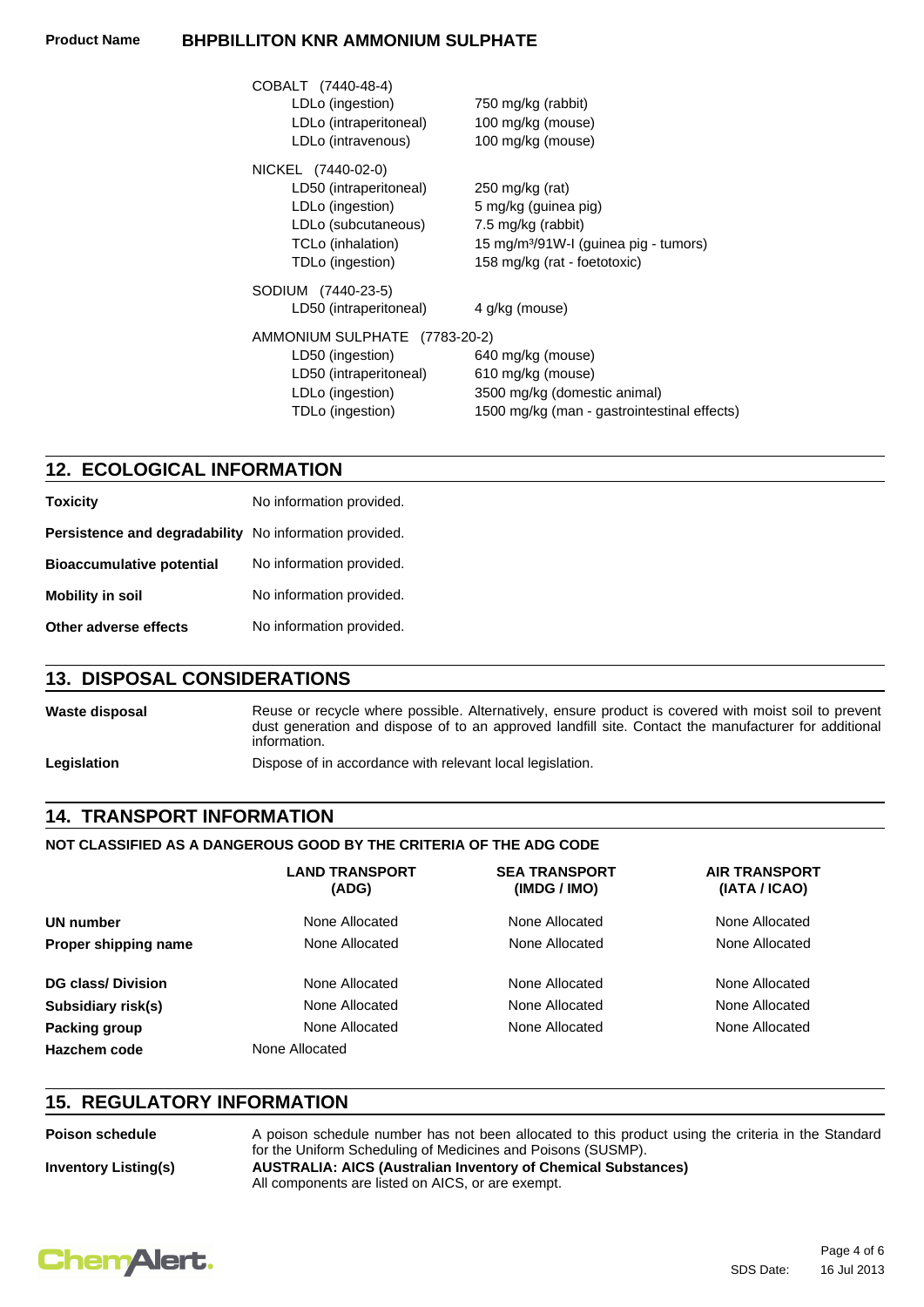COBALT (7440-48-4)

| | |
|---|---|
| LDLo (ingestion) | 750 mg/kg (rabbit) |
| LDLo (intraperitoneal) | 100 mg/kg (mouse) |
| LDLo (intravenous) | 100 mg/kg (mouse) |

NICKEL (7440-02-0)

| | |
|---|---|
| LD50 (intraperitoneal) | 250 mg/kg (rat) |
| LDLo (ingestion) | 5 mg/kg (guinea pig) |
| LDLo (subcutaneous) | 7.5 mg/kg (rabbit) |
| TCLo (inhalation) | 15 mg/m$^3$/91W-I (guinea pig - tumors) |
| TDLo (ingestion) | 158 mg/kg (rat - foetotoxic) |

SODIUM (7440-23-5)

| | |
|---|---|
| LD50 (intraperitoneal) | 4 g/kg (mouse) |

AMMONIUM SULPHATE (7783-20-2)

| | |
|---|---|
| LD50 (ingestion) | 640 mg/kg (mouse) |
| LD50 (intraperitoneal) | 610 mg/kg (mouse) |
| LDLo (ingestion) | 3500 mg/kg (domestic animal) |
| TDLo (ingestion) | 1500 mg/kg (man - gastrointestinal effects) |

## 12. ECOLOGICAL INFORMATION

**Toxicity** No information provided.

**Persistence and degradability** No information provided.

**Bioaccumulative potential** No information provided.

**Mobility in soil** No information provided.

**Other adverse effects** No information provided.

## 13. DISPOSAL CONSIDERATIONS

**Waste disposal** Reuse or recycle where possible. Alternatively, ensure product is covered with moist soil to prevent dust generation and dispose of to an approved landfill site. Contact the manufacturer for additional information.

**Legislation** Dispose of in accordance with relevant local legislation.

## 14. TRANSPORT INFORMATION

**NOT CLASSIFIED AS A DANGEROUS GOOD BY THE CRITERIA OF THE ADG CODE**

| | LAND TRANSPORT (ADG) | SEA TRANSPORT (IMDG / IMO) | AIR TRANSPORT (IATA / ICAO) |
|---|---|---|---|
| **UN number** | None Allocated | None Allocated | None Allocated |
| **Proper shipping name** | None Allocated | None Allocated | None Allocated |
| **DG class/ Division** | None Allocated | None Allocated | None Allocated |
| **Subsidiary risk(s)** | None Allocated | None Allocated | None Allocated |
| **Packing group** | None Allocated | None Allocated | None Allocated |
| **Hazchem code** | None Allocated | | |

## 15. REGULATORY INFORMATION

**Poison schedule** A poison schedule number has not been allocated to this product using the criteria in the Standard for the Uniform Scheduling of Medicines and Poisons (SUSMP).

**Inventory Listing(s)** **AUSTRALIA: AICS (Australian Inventory of Chemical Substances)**
All components are listed on AICS, or are exempt.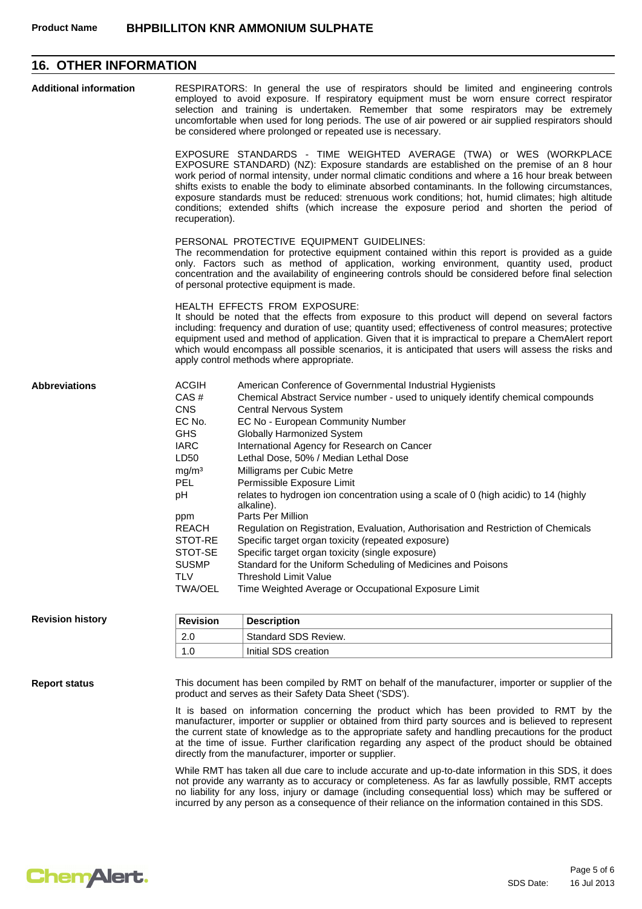**Product Name** **BHPBILLITON KNR AMMONIUM SULPHATE**

## 16. OTHER INFORMATION

**Additional information**

RESPIRATORS: In general the use of respirators should be limited and engineering controls employed to avoid exposure. If respiratory equipment must be worn ensure correct respirator selection and training is undertaken. Remember that some respirators may be extremely uncomfortable when used for long periods. The use of air powered or air supplied respirators should be considered where prolonged or repeated use is necessary.

EXPOSURE STANDARDS - TIME WEIGHTED AVERAGE (TWA) or WES (WORKPLACE EXPOSURE STANDARD) (NZ): Exposure standards are established on the premise of an 8 hour work period of normal intensity, under normal climatic conditions and where a 16 hour break between shifts exists to enable the body to eliminate absorbed contaminants. In the following circumstances, exposure standards must be reduced: strenuous work conditions; hot, humid climates; high altitude conditions; extended shifts (which increase the exposure period and shorten the period of recuperation).

PERSONAL PROTECTIVE EQUIPMENT GUIDELINES:
The recommendation for protective equipment contained within this report is provided as a guide only. Factors such as method of application, working environment, quantity used, product concentration and the availability of engineering controls should be considered before final selection of personal protective equipment is made.

HEALTH EFFECTS FROM EXPOSURE:
It should be noted that the effects from exposure to this product will depend on several factors including: frequency and duration of use; quantity used; effectiveness of control measures; protective equipment used and method of application. Given that it is impractical to prepare a ChemAlert report which would encompass all possible scenarios, it is anticipated that users will assess the risks and apply control methods where appropriate.

**Abbreviations**

| | |
|---|---|
| ACGIH | American Conference of Governmental Industrial Hygienists |
| CAS # | Chemical Abstract Service number - used to uniquely identify chemical compounds |
| CNS | Central Nervous System |
| EC No. | EC No - European Community Number |
| GHS | Globally Harmonized System |
| IARC | International Agency for Research on Cancer |
| LD50 | Lethal Dose, 50% / Median Lethal Dose |
| $mg/m^3$ | Milligrams per Cubic Metre |
| PEL | Permissible Exposure Limit |
| pH | relates to hydrogen ion concentration using a scale of 0 (high acidic) to 14 (highly alkaline). |
| ppm | Parts Per Million |
| REACH | Regulation on Registration, Evaluation, Authorisation and Restriction of Chemicals |
| STOT-RE | Specific target organ toxicity (repeated exposure) |
| STOT-SE | Specific target organ toxicity (single exposure) |
| SUSMP | Standard for the Uniform Scheduling of Medicines and Poisons |
| TLV | Threshold Limit Value |
| TWA/OEL | Time Weighted Average or Occupational Exposure Limit |

**Revision history**

| Revision | Description |
|---|---|
| 2.0 | Standard SDS Review. |
| 1.0 | Initial SDS creation |

**Report status**

This document has been compiled by RMT on behalf of the manufacturer, importer or supplier of the product and serves as their Safety Data Sheet ('SDS').

It is based on information concerning the product which has been provided to RMT by the manufacturer, importer or supplier or obtained from third party sources and is believed to represent the current state of knowledge as to the appropriate safety and handling precautions for the product at the time of issue. Further clarification regarding any aspect of the product should be obtained directly from the manufacturer, importer or supplier.

While RMT has taken all due care to include accurate and up-to-date information in this SDS, it does not provide any warranty as to accuracy or completeness. As far as lawfully possible, RMT accepts no liability for any loss, injury or damage (including consequential loss) which may be suffered or incurred by any person as a consequence of their reliance on the information contained in this SDS.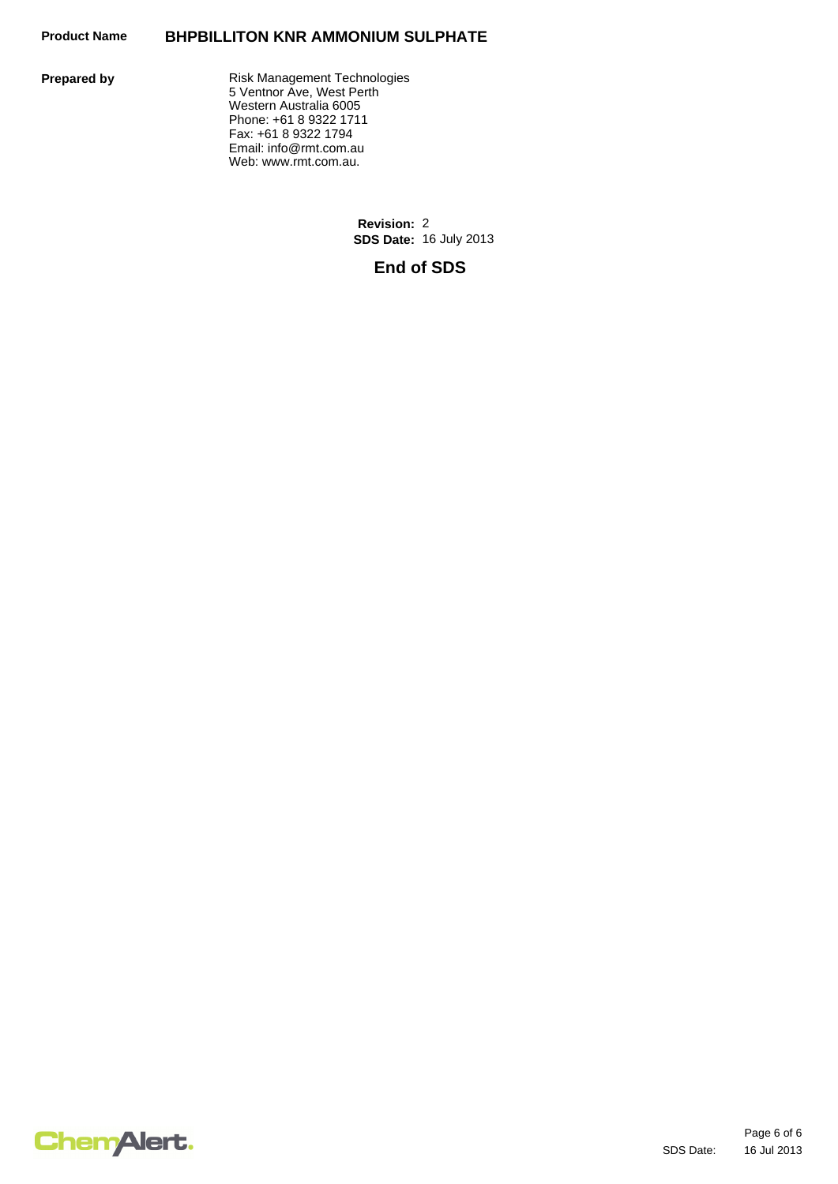**Product Name** **BHPBILLITON KNR AMMONIUM SULPHATE**

**Prepared by**

Risk Management Technologies
5 Ventnor Ave, West Perth
Western Australia 6005
Phone: +61 8 9322 1711
Fax: +61 8 9322 1794
Email: info@rmt.com.au
Web: www.rmt.com.au.

**Revision:** 2
**SDS Date:** 16 July 2013

**End of SDS**